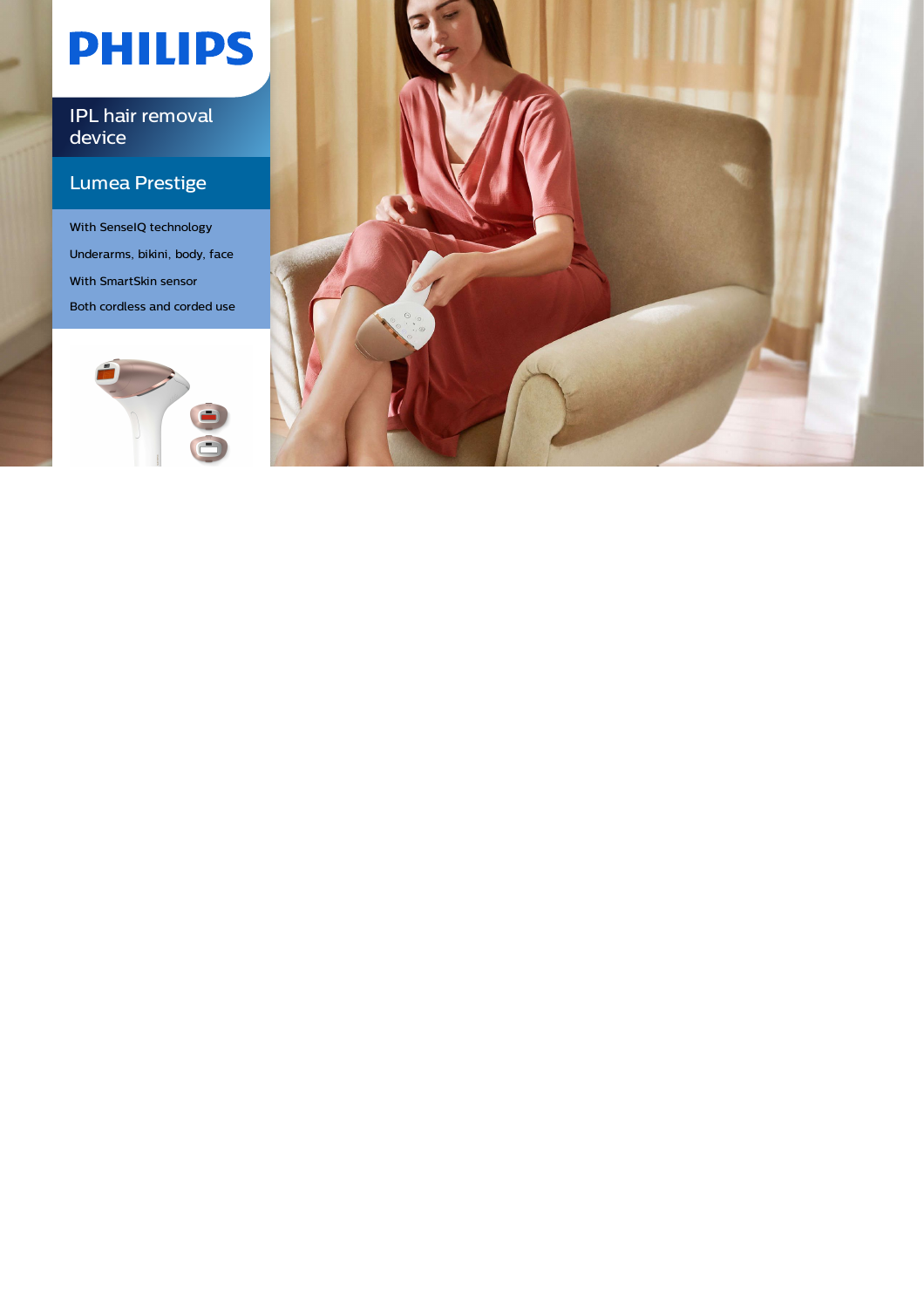PHILIPS

IPL hair removal device

# Lumea Prestige

- With SenseIQ technology
- Underarms, bikini, body, face
- With SmartSkin sensor
- Both cordless and corded use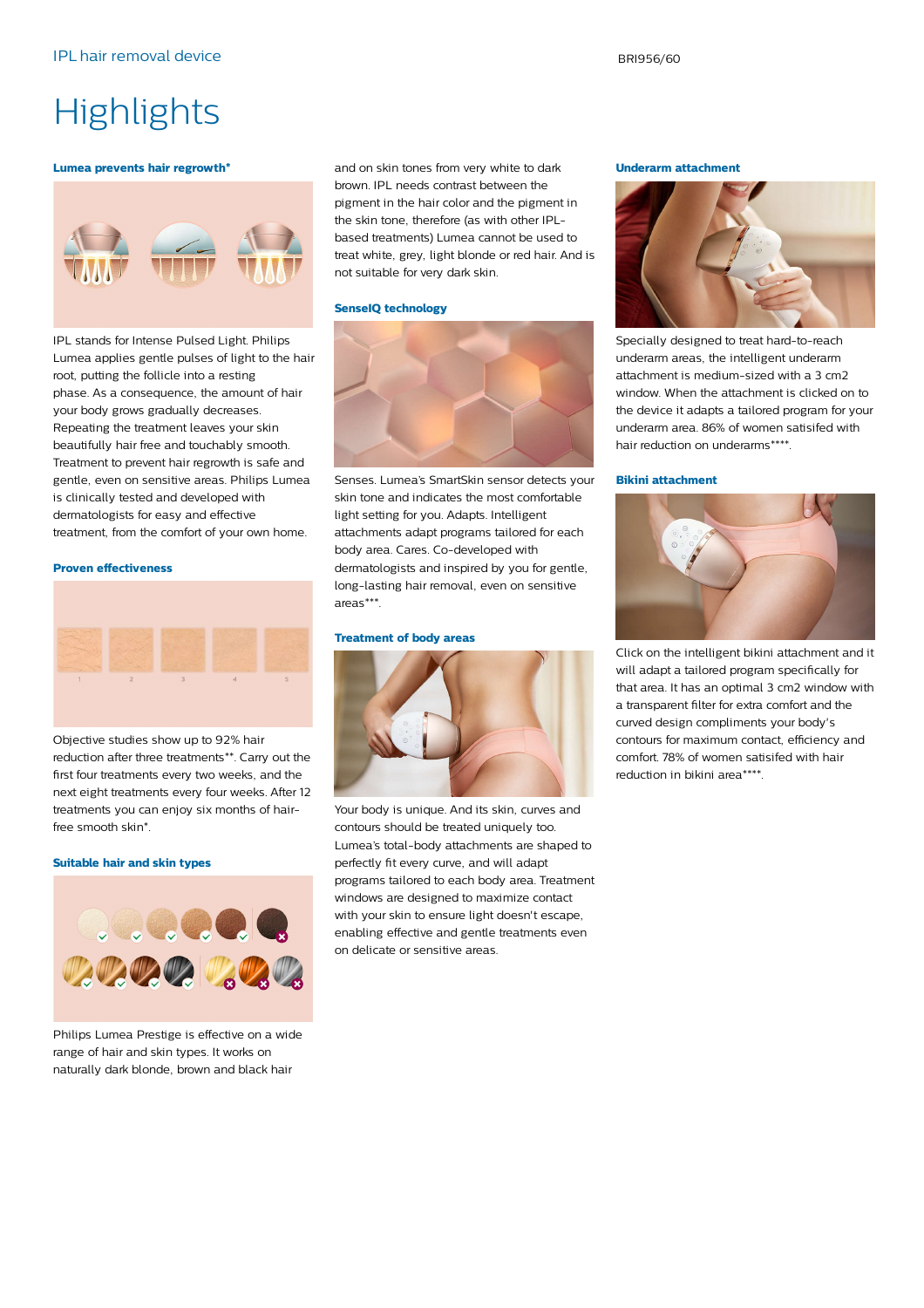# Highlights

### Lumea prevents hair regrowth*

IPL stands for Intense Pulsed Light. Philips Lumea applies gentle pulses of light to the hair root, putting the follicle into a resting phase. As a consequence, the amount of hair your body grows gradually decreases. Repeating the treatment leaves your skin beautifully hair free and touchably smooth. Treatment to prevent hair regrowth is safe and gentle, even on sensitive areas. Philips Lumea is clinically tested and developed with dermatologists for easy and effective treatment, from the comfort of your own home.

### Proven effectiveness

Objective studies show up to 92% hair reduction after three treatments**. Carry out the first four treatments every two weeks, and the next eight treatments every four weeks. After 12 treatments you can enjoy six months of hair-free smooth skin*.

### Suitable hair and skin types

Philips Lumea Prestige is effective on a wide range of hair and skin types. It works on naturally dark blonde, brown and black hair and on skin tones from very white to dark brown. IPL needs contrast between the pigment in the hair color and the pigment in the skin tone, therefore (as with other IPL-based treatments) Lumea cannot be used to treat white, grey, light blonde or red hair. And is not suitable for very dark skin.

### SenseIQ technology

Senses. Lumea's SmartSkin sensor detects your skin tone and indicates the most comfortable light setting for you. Adapts. Intelligent attachments adapt programs tailored for each body area. Cares. Co-developed with dermatologists and inspired by you for gentle, long-lasting hair removal, even on sensitive areas***.

### Treatment of body areas

Your body is unique. And its skin, curves and contours should be treated uniquely too. Lumea's total-body attachments are shaped to perfectly fit every curve, and will adapt programs tailored to each body area. Treatment windows are designed to maximize contact with your skin to ensure light doesn't escape, enabling effective and gentle treatments even on delicate or sensitive areas.

### Underarm attachment

Specially designed to treat hard-to-reach underarm areas, the intelligent underarm attachment is medium-sized with a 3 cm2 window. When the attachment is clicked on to the device it adapts a tailored program for your underarm area. 86% of women satisifed with hair reduction on underarms****.

### Bikini attachment

Click on the intelligent bikini attachment and it will adapt a tailored program specifically for that area. It has an optimal 3 cm2 window with a transparent filter for extra comfort and the curved design compliments your body's contours for maximum contact, efficiency and comfort. 78% of women satisifed with hair reduction in bikini area****.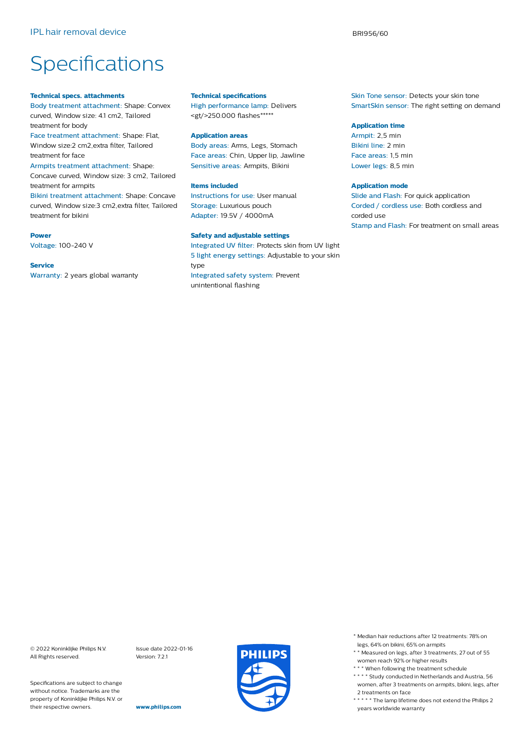IPL hair removal device

BRI956/60

# Specifications

### Technical specs. attachments

Body treatment attachment: Shape: Convex curved, Window size: 4.1 cm2, Tailored treatment for body

Face treatment attachment: Shape: Flat, Window size:2 cm2,extra filter, Tailored treatment for face

Armpits treatment attachment: Shape: Concave curved, Window size: 3 cm2, Tailored treatment for armpits

Bikini treatment attachment: Shape: Concave curved, Window size:3 cm2,extra filter, Tailored treatment for bikini

### Power

Voltage: 100-240 V

### Service

Warranty: 2 years global warranty

### Technical specifications

High performance lamp: Delivers <gt/>250.000 flashes*****

### Application areas

Body areas: Arms, Legs, Stomach

Face areas: Chin, Upper lip, Jawline

Sensitive areas: Armpits, Bikini

### Items included

Instructions for use: User manual

Storage: Luxurious pouch

Adapter: 19.5V / 4000mA

### Safety and adjustable settings

Integrated UV filter: Protects skin from UV light

5 light energy settings: Adjustable to your skin type

Integrated safety system: Prevent unintentional flashing

Skin Tone sensor: Detects your skin tone

SmartSkin sensor: The right setting on demand

### Application time

Armpit: 2,5 min

Bikini line: 2 min

Face areas: 1,5 min

Lower legs: 8,5 min

### Application mode

Slide and Flash: For quick application

Corded / cordless use: Both cordless and corded use

Stamp and Flash: For treatment on small areas

© 2022 Koninklijke Philips N.V.
All Rights reserved.

Issue date 2022-01-16
Version: 7.2.1

Specifications are subject to change without notice. Trademarks are the property of Koninklijke Philips N.V. or their respective owners.

www.philips.com

\* Median hair reductions after 12 treatments: 78% on legs, 64% on bikini, 65% on armpits

\* \* Measured on legs, after 3 treatments, 27 out of 55 women reach 92% or higher results

\* \* \* When following the treatment schedule

\* \* \* \* Study conducted in Netherlands and Austria, 56 women, after 3 treatments on armpits, bikini, legs, after 2 treatments on face

\* \* \* \* \* The lamp lifetime does not extend the Philips 2 years worldwide warranty